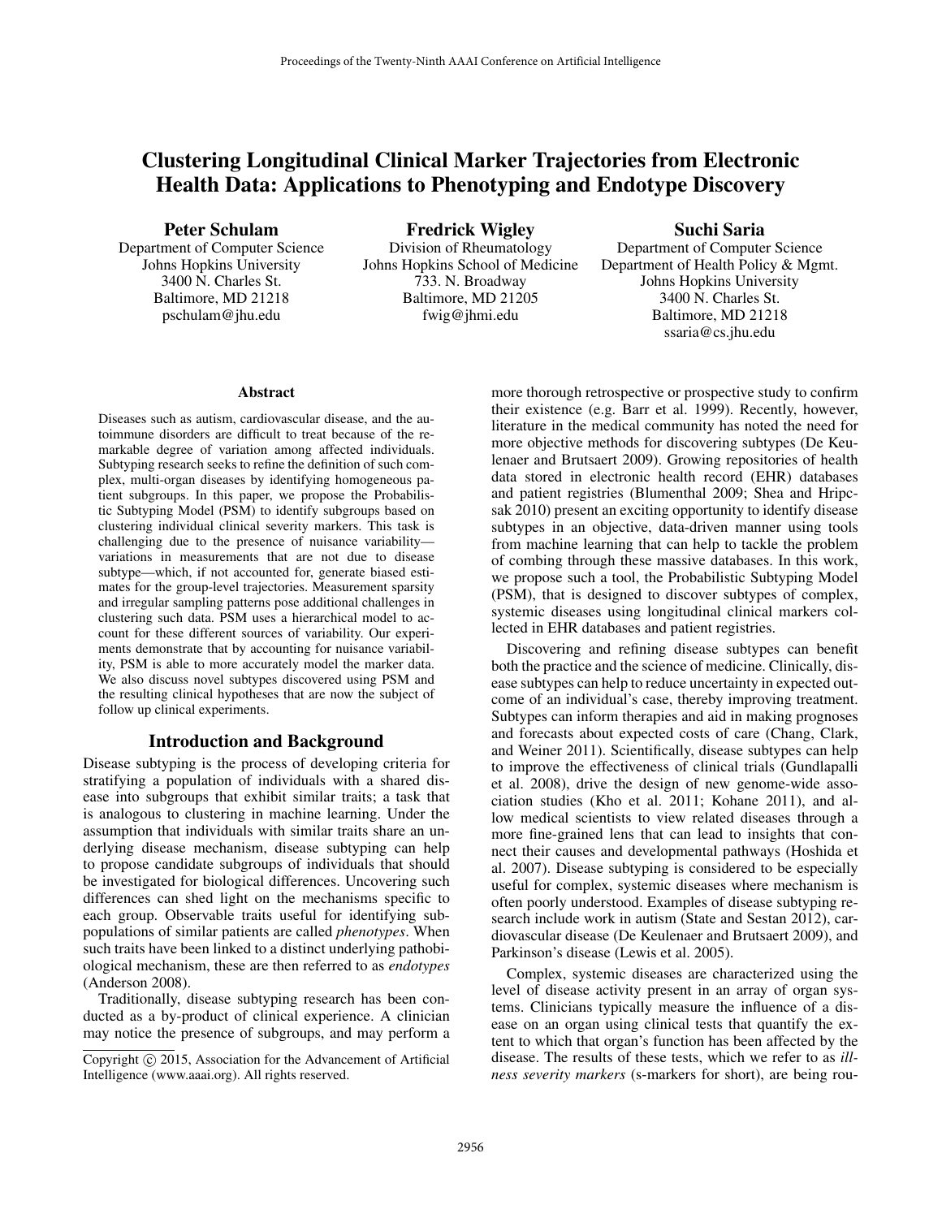# Clustering Longitudinal Clinical Marker Trajectories from Electronic Health Data: Applications to Phenotyping and Endotype Discovery

**Peter Schulam**
Department of Computer Science
Johns Hopkins University
3400 N. Charles St.
Baltimore, MD 21218
pschulam@jhu.edu

**Fredrick Wigley**
Division of Rheumatology
Johns Hopkins School of Medicine
733. N. Broadway
Baltimore, MD 21205
fwig@jhmi.edu

**Suchi Saria**
Department of Computer Science
Department of Health Policy & Mgmt.
Johns Hopkins University
3400 N. Charles St.
Baltimore, MD 21218
ssaria@cs.jhu.edu

## Abstract

Diseases such as autism, cardiovascular disease, and the autoimmune disorders are difficult to treat because of the remarkable degree of variation among affected individuals. Subtyping research seeks to refine the definition of such complex, multi-organ diseases by identifying homogeneous patient subgroups. In this paper, we propose the Probabilistic Subtyping Model (PSM) to identify subgroups based on clustering individual clinical severity markers. This task is challenging due to the presence of nuisance variability—variations in measurements that are not due to disease subtype—which, if not accounted for, generate biased estimates for the group-level trajectories. Measurement sparsity and irregular sampling patterns pose additional challenges in clustering such data. PSM uses a hierarchical model to account for these different sources of variability. Our experiments demonstrate that by accounting for nuisance variability, PSM is able to more accurately model the marker data. We also discuss novel subtypes discovered using PSM and the resulting clinical hypotheses that are now the subject of follow up clinical experiments.

## Introduction and Background

Disease subtyping is the process of developing criteria for stratifying a population of individuals with a shared disease into subgroups that exhibit similar traits; a task that is analogous to clustering in machine learning. Under the assumption that individuals with similar traits share an underlying disease mechanism, disease subtyping can help to propose candidate subgroups of individuals that should be investigated for biological differences. Uncovering such differences can shed light on the mechanisms specific to each group. Observable traits useful for identifying subpopulations of similar patients are called *phenotypes*. When such traits have been linked to a distinct underlying pathobiological mechanism, these are then referred to as *endotypes* (Anderson 2008).

Traditionally, disease subtyping research has been conducted as a by-product of clinical experience. A clinician may notice the presence of subgroups, and may perform a more thorough retrospective or prospective study to confirm their existence (e.g. Barr et al. 1999). Recently, however, literature in the medical community has noted the need for more objective methods for discovering subtypes (De Keulenaer and Brutsaert 2009). Growing repositories of health data stored in electronic health record (EHR) databases and patient registries (Blumenthal 2009; Shea and Hripcsak 2010) present an exciting opportunity to identify disease subtypes in an objective, data-driven manner using tools from machine learning that can help to tackle the problem of combing through these massive databases. In this work, we propose such a tool, the Probabilistic Subtyping Model (PSM), that is designed to discover subtypes of complex, systemic diseases using longitudinal clinical markers collected in EHR databases and patient registries.

Discovering and refining disease subtypes can benefit both the practice and the science of medicine. Clinically, disease subtypes can help to reduce uncertainty in expected outcome of an individual's case, thereby improving treatment. Subtypes can inform therapies and aid in making prognoses and forecasts about expected costs of care (Chang, Clark, and Weiner 2011). Scientifically, disease subtypes can help to improve the effectiveness of clinical trials (Gundlapalli et al. 2008), drive the design of new genome-wide association studies (Kho et al. 2011; Kohane 2011), and allow medical scientists to view related diseases through a more fine-grained lens that can lead to insights that connect their causes and developmental pathways (Hoshida et al. 2007). Disease subtyping is considered to be especially useful for complex, systemic diseases where mechanism is often poorly understood. Examples of disease subtyping research include work in autism (State and Sestan 2012), cardiovascular disease (De Keulenaer and Brutsaert 2009), and Parkinson's disease (Lewis et al. 2005).

Complex, systemic diseases are characterized using the level of disease activity present in an array of organ systems. Clinicians typically measure the influence of a disease on an organ using clinical tests that quantify the extent to which that organ's function has been affected by the disease. The results of these tests, which we refer to as *illness severity markers* (s-markers for short), are being rou-

Copyright © 2015, Association for the Advancement of Artificial Intelligence (www.aaai.org). All rights reserved.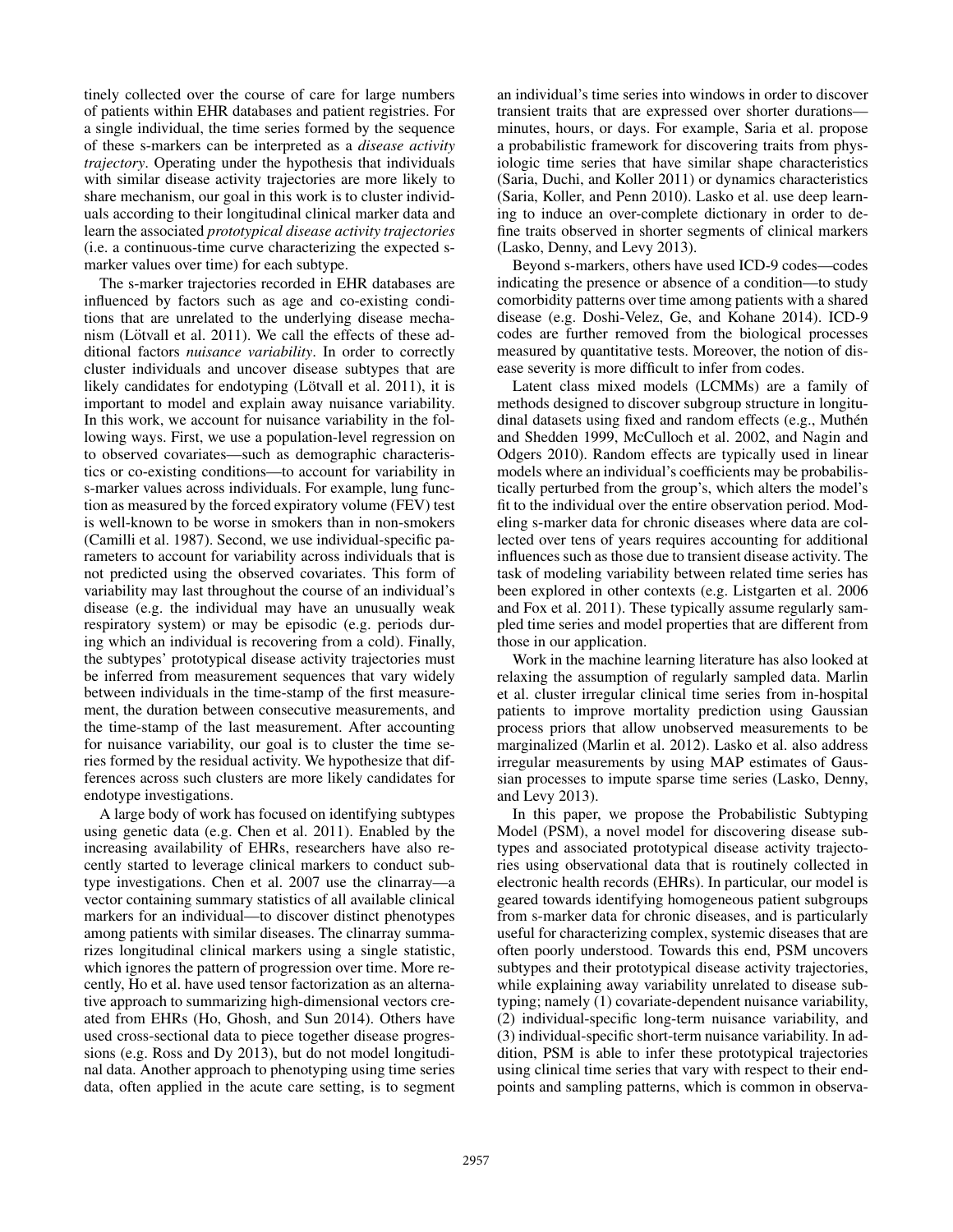tinely collected over the course of care for large numbers of patients within EHR databases and patient registries. For a single individual, the time series formed by the sequence of these s-markers can be interpreted as a *disease activity trajectory*. Operating under the hypothesis that individuals with similar disease activity trajectories are more likely to share mechanism, our goal in this work is to cluster individuals according to their longitudinal clinical marker data and learn the associated *prototypical disease activity trajectories* (i.e. a continuous-time curve characterizing the expected s-marker values over time) for each subtype.

The s-marker trajectories recorded in EHR databases are influenced by factors such as age and co-existing conditions that are unrelated to the underlying disease mechanism (Lötvall et al. 2011). We call the effects of these additional factors *nuisance variability*. In order to correctly cluster individuals and uncover disease subtypes that are likely candidates for endotyping (Lötvall et al. 2011), it is important to model and explain away nuisance variability. In this work, we account for nuisance variability in the following ways. First, we use a population-level regression on to observed covariates—such as demographic characteristics or co-existing conditions—to account for variability in s-marker values across individuals. For example, lung function as measured by the forced expiratory volume (FEV) test is well-known to be worse in smokers than in non-smokers (Camilli et al. 1987). Second, we use individual-specific parameters to account for variability across individuals that is not predicted using the observed covariates. This form of variability may last throughout the course of an individual's disease (e.g. the individual may have an unusually weak respiratory system) or may be episodic (e.g. periods during which an individual is recovering from a cold). Finally, the subtypes' prototypical disease activity trajectories must be inferred from measurement sequences that vary widely between individuals in the time-stamp of the first measurement, the duration between consecutive measurements, and the time-stamp of the last measurement. After accounting for nuisance variability, our goal is to cluster the time series formed by the residual activity. We hypothesize that differences across such clusters are more likely candidates for endotype investigations.

A large body of work has focused on identifying subtypes using genetic data (e.g. Chen et al. 2011). Enabled by the increasing availability of EHRs, researchers have also recently started to leverage clinical markers to conduct subtype investigations. Chen et al. 2007 use the clinarray—a vector containing summary statistics of all available clinical markers for an individual—to discover distinct phenotypes among patients with similar diseases. The clinarray summarizes longitudinal clinical markers using a single statistic, which ignores the pattern of progression over time. More recently, Ho et al. have used tensor factorization as an alternative approach to summarizing high-dimensional vectors created from EHRs (Ho, Ghosh, and Sun 2014). Others have used cross-sectional data to piece together disease progressions (e.g. Ross and Dy 2013), but do not model longitudinal data. Another approach to phenotyping using time series data, often applied in the acute care setting, is to segment an individual's time series into windows in order to discover transient traits that are expressed over shorter durations—minutes, hours, or days. For example, Saria et al. propose a probabilistic framework for discovering traits from physiologic time series that have similar shape characteristics (Saria, Duchi, and Koller 2011) or dynamics characteristics (Saria, Koller, and Penn 2010). Lasko et al. use deep learning to induce an over-complete dictionary in order to define traits observed in shorter segments of clinical markers (Lasko, Denny, and Levy 2013).

Beyond s-markers, others have used ICD-9 codes—codes indicating the presence or absence of a condition—to study comorbidity patterns over time among patients with a shared disease (e.g. Doshi-Velez, Ge, and Kohane 2014). ICD-9 codes are further removed from the biological processes measured by quantitative tests. Moreover, the notion of disease severity is more difficult to infer from codes.

Latent class mixed models (LCMMs) are a family of methods designed to discover subgroup structure in longitudinal datasets using fixed and random effects (e.g., Muthén and Shedden 1999, McCulloch et al. 2002, and Nagin and Odgers 2010). Random effects are typically used in linear models where an individual's coefficients may be probabilistically perturbed from the group's, which alters the model's fit to the individual over the entire observation period. Modeling s-marker data for chronic diseases where data are collected over tens of years requires accounting for additional influences such as those due to transient disease activity. The task of modeling variability between related time series has been explored in other contexts (e.g. Listgarten et al. 2006 and Fox et al. 2011). These typically assume regularly sampled time series and model properties that are different from those in our application.

Work in the machine learning literature has also looked at relaxing the assumption of regularly sampled data. Marlin et al. cluster irregular clinical time series from in-hospital patients to improve mortality prediction using Gaussian process priors that allow unobserved measurements to be marginalized (Marlin et al. 2012). Lasko et al. also address irregular measurements by using MAP estimates of Gaussian processes to impute sparse time series (Lasko, Denny, and Levy 2013).

In this paper, we propose the Probabilistic Subtyping Model (PSM), a novel model for discovering disease subtypes and associated prototypical disease activity trajectories using observational data that is routinely collected in electronic health records (EHRs). In particular, our model is geared towards identifying homogeneous patient subgroups from s-marker data for chronic diseases, and is particularly useful for characterizing complex, systemic diseases that are often poorly understood. Towards this end, PSM uncovers subtypes and their prototypical disease activity trajectories, while explaining away variability unrelated to disease subtyping; namely (1) covariate-dependent nuisance variability, (2) individual-specific long-term nuisance variability, and (3) individual-specific short-term nuisance variability. In addition, PSM is able to infer these prototypical trajectories using clinical time series that vary with respect to their endpoints and sampling patterns, which is common in observa-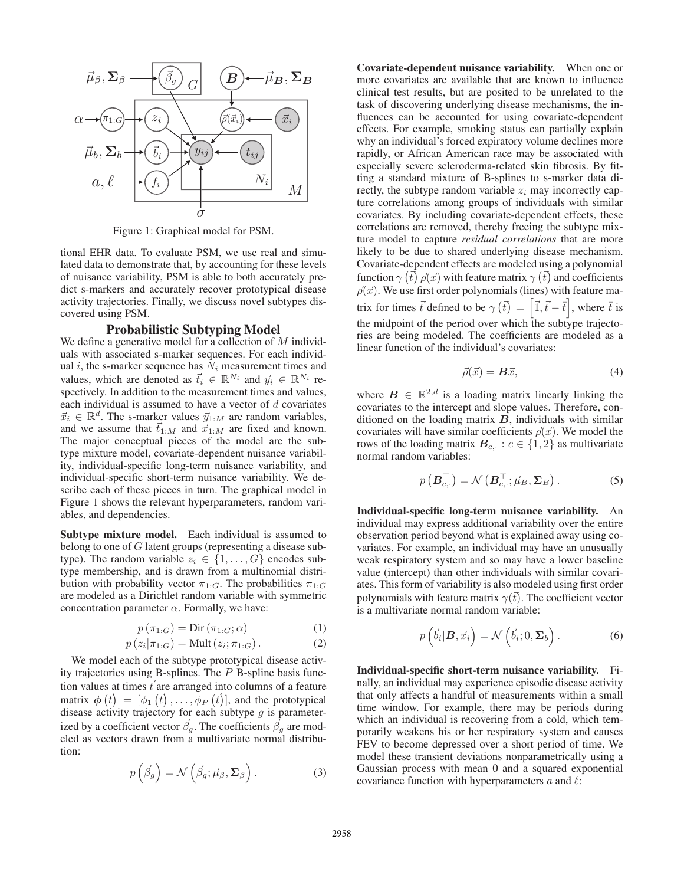Figure 1: Graphical model for PSM.

tional EHR data. To evaluate PSM, we use real and simulated data to demonstrate that, by accounting for these levels of nuisance variability, PSM is able to both accurately predict s-markers and accurately recover prototypical disease activity trajectories. Finally, we discuss novel subtypes discovered using PSM.

## Probabilistic Subtyping Model

We define a generative model for a collection of $M$ individuals with associated s-marker sequences. For each individual $i$, the s-marker sequence has $N_i$ measurement times and values, which are denoted as $\vec{t}_i \in \mathbb{R}^{N_i}$ and $\vec{y}_i \in \mathbb{R}^{N_i}$ respectively. In addition to the measurement times and values, each individual is assumed to have a vector of $d$ covariates $\vec{x}_i \in \mathbb{R}^d$. The s-marker values $\vec{y}_{1:M}$ are random variables, and we assume that $\vec{t}_{1:M}$ and $\vec{x}_{1:M}$ are fixed and known. The major conceptual pieces of the model are the subtype mixture model, covariate-dependent nuisance variability, individual-specific long-term nuisance variability, and individual-specific short-term nuisance variability. We describe each of these pieces in turn. The graphical model in Figure 1 shows the relevant hyperparameters, random variables, and dependencies.

**Subtype mixture model.** Each individual is assumed to belong to one of $G$ latent groups (representing a disease subtype). The random variable $z_i \in \{1, \ldots, G\}$ encodes subtype membership, and is drawn from a multinomial distribution with probability vector $\pi_{1:G}$. The probabilities $\pi_{1:G}$ are modeled as a Dirichlet random variable with symmetric concentration parameter $\alpha$. Formally, we have:

$$p(\pi_{1:G}) = \text{Dir}(\pi_{1:G}; \alpha) \quad (1)$$

$$p(z_i | \pi_{1:G}) = \text{Mult}(z_i; \pi_{1:G}). \quad (2)$$

We model each of the subtype prototypical disease activity trajectories using B-splines. The $P$ B-spline basis function values at times $\vec{t}$ are arranged into columns of a feature matrix $\boldsymbol{\phi}(\vec{t}) = [\phi_1(\vec{t}), \ldots, \phi_P(\vec{t})]$, and the prototypical disease activity trajectory for each subtype $g$ is parameterized by a coefficient vector $\vec{\beta}_g$. The coefficients $\vec{\beta}_g$ are modeled as vectors drawn from a multivariate normal distribution:

$$p\left(\vec{\beta}_g\right) = \mathcal{N}\left(\vec{\beta}_g; \vec{\mu}_\beta, \boldsymbol{\Sigma}_\beta\right). \quad (3)$$

**Covariate-dependent nuisance variability.** When one or more covariates are available that are known to influence clinical test results, but are posited to be unrelated to the task of discovering underlying disease mechanisms, the influences can be accounted for using covariate-dependent effects. For example, smoking status can partially explain why an individual's forced expiratory volume declines more rapidly, or African American race may be associated with especially severe scleroderma-related skin fibrosis. By fitting a standard mixture of B-splines to s-marker data directly, the subtype random variable $z_i$ may incorrectly capture correlations among groups of individuals with similar covariates. By including covariate-dependent effects, these correlations are removed, thereby freeing the subtype mixture model to capture *residual correlations* that are more likely to be due to shared underlying disease mechanism. Covariate-dependent effects are modeled using a polynomial function $\gamma(\vec{t})\,\vec{\rho}(\vec{x})$ with feature matrix $\gamma(\vec{t})$ and coefficients $\vec{\rho}(\vec{x})$. We use first order polynomials (lines) with feature matrix for times $\vec{t}$ defined to be $\gamma(\vec{t}) = \left[\vec{1}, \vec{t} - \bar{t}\right]$, where $\bar{t}$ is the midpoint of the period over which the subtype trajectories are being modeled. The coefficients are modeled as a linear function of the individual's covariates:

$$\vec{\rho}(\vec{x}) = \boldsymbol{B}\vec{x}, \quad (4)$$

where $\boldsymbol{B} \in \mathbb{R}^{2,d}$ is a loading matrix linearly linking the covariates to the intercept and slope values. Therefore, conditioned on the loading matrix $\boldsymbol{B}$, individuals with similar covariates will have similar coefficients $\vec{\rho}(\vec{x})$. We model the rows of the loading matrix $\boldsymbol{B}_{c,\cdot} : c \in \{1, 2\}$ as multivariate normal random variables:

$$p\left(\boldsymbol{B}_{c,\cdot}^\top\right) = \mathcal{N}\left(\boldsymbol{B}_{c,\cdot}^\top; \vec{\mu}_B, \boldsymbol{\Sigma}_B\right). \quad (5)$$

**Individual-specific long-term nuisance variability.** An individual may express additional variability over the entire observation period beyond what is explained away using covariates. For example, an individual may have an unusually weak respiratory system and so may have a lower baseline value (intercept) than other individuals with similar covariates. This form of variability is also modeled using first order polynomials with feature matrix $\gamma(\vec{t})$. The coefficient vector is a multivariate normal random variable:

$$p\left(\vec{b}_i | \boldsymbol{B}, \vec{x}_i\right) = \mathcal{N}\left(\vec{b}_i; 0, \boldsymbol{\Sigma}_b\right). \quad (6)$$

**Individual-specific short-term nuisance variability.** Finally, an individual may experience episodic disease activity that only affects a handful of measurements within a small time window. For example, there may be periods during which an individual is recovering from a cold, which temporarily weakens his or her respiratory system and causes FEV to become depressed over a short period of time. We model these transient deviations nonparametrically using a Gaussian process with mean 0 and a squared exponential covariance function with hyperparameters $a$ and $\ell$: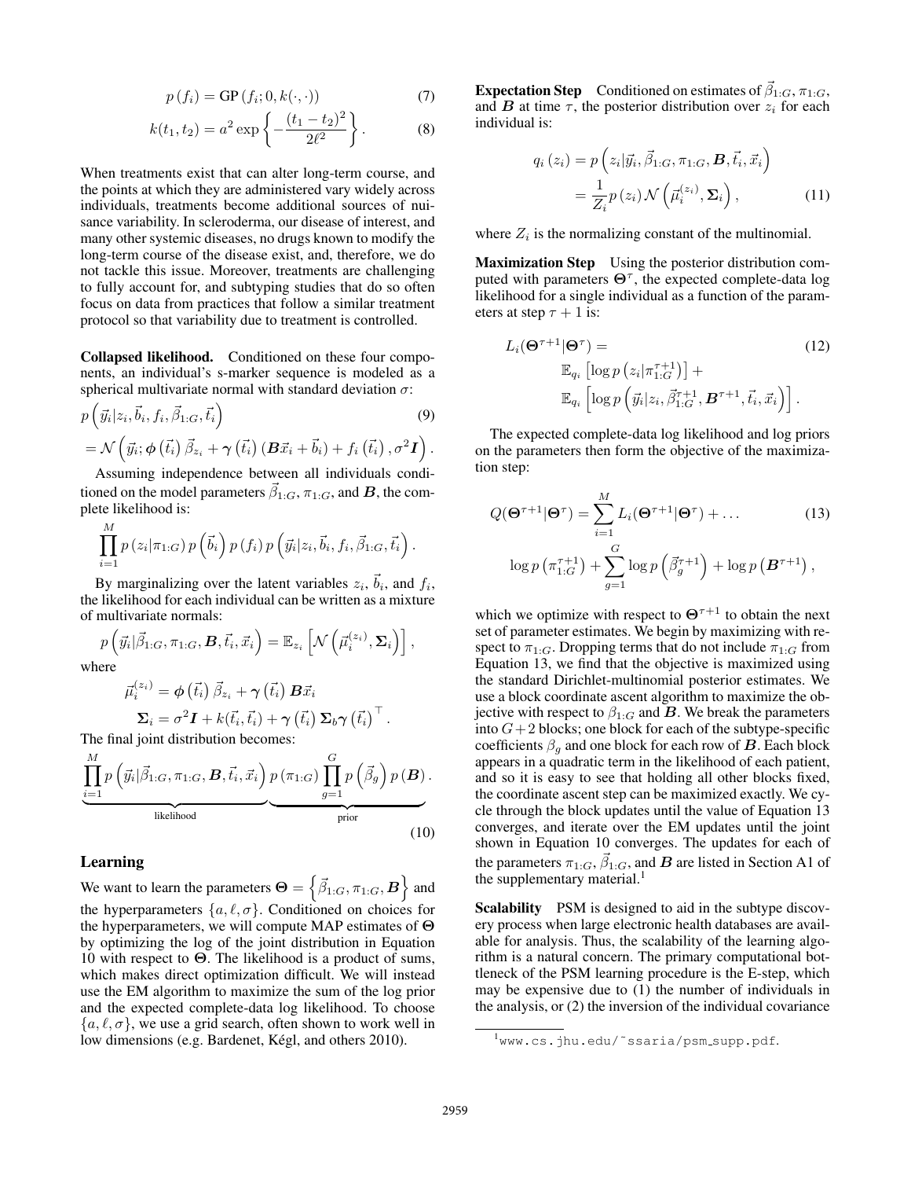$$p(f_i) = \text{GP}(f_i; 0, k(\cdot, \cdot)) \tag{7}$$

$$k(t_1, t_2) = a^2 \exp\left\{-\frac{(t_1 - t_2)^2}{2\ell^2}\right\}. \tag{8}$$

When treatments exist that can alter long-term course, and the points at which they are administered vary widely across individuals, treatments become additional sources of nuisance variability. In scleroderma, our disease of interest, and many other systemic diseases, no drugs known to modify the long-term course of the disease exist, and, therefore, we do not tackle this issue. Moreover, treatments are challenging to fully account for, and subtyping studies that do so often focus on data from practices that follow a similar treatment protocol so that variability due to treatment is controlled.

**Collapsed likelihood.** Conditioned on these four components, an individual's s-marker sequence is modeled as a spherical multivariate normal with standard deviation $\sigma$:

$$p\left(\vec{y}_i | z_i, \vec{b}_i, f_i, \vec{\beta}_{1:G}, \vec{t}_i\right) \tag{9}$$
$$= \mathcal{N}\left(\vec{y}_i; \boldsymbol{\phi}\left(\vec{t}_i\right)\vec{\beta}_{z_i} + \boldsymbol{\gamma}\left(\vec{t}_i\right)(\boldsymbol{B}\vec{x}_i + \vec{b}_i) + f_i\left(\vec{t}_i\right), \sigma^2\boldsymbol{I}\right).$$

Assuming independence between all individuals conditioned on the model parameters $\vec{\beta}_{1:G}$, $\pi_{1:G}$, and $\boldsymbol{B}$, the complete likelihood is:

$$\prod_{i=1}^{M} p(z_i|\pi_{1:G})\, p\left(\vec{b}_i\right) p(f_i)\, p\left(\vec{y}_i|z_i, \vec{b}_i, f_i, \vec{\beta}_{1:G}, \vec{t}_i\right).$$

By marginalizing over the latent variables $z_i$, $\vec{b}_i$, and $f_i$, the likelihood for each individual can be written as a mixture of multivariate normals:

$$p\left(\vec{y}_i|\vec{\beta}_{1:G}, \pi_{1:G}, \boldsymbol{B}, \vec{t}_i, \vec{x}_i\right) = \mathbb{E}_{z_i}\left[\mathcal{N}\left(\vec{\mu}_i^{(z_i)}, \boldsymbol{\Sigma}_i\right)\right],$$

where

$$\vec{\mu}_i^{(z_i)} = \boldsymbol{\phi}\left(\vec{t}_i\right)\vec{\beta}_{z_i} + \boldsymbol{\gamma}\left(\vec{t}_i\right)\boldsymbol{B}\vec{x}_i$$
$$\boldsymbol{\Sigma}_i = \sigma^2\boldsymbol{I} + k(\vec{t}_i, \vec{t}_i) + \boldsymbol{\gamma}\left(\vec{t}_i\right)\boldsymbol{\Sigma}_b\boldsymbol{\gamma}\left(\vec{t}_i\right)^\top.$$

The final joint distribution becomes:

$$\underbrace{\prod_{i=1}^{M} p\left(\vec{y}_i|\vec{\beta}_{1:G}, \pi_{1:G}, \boldsymbol{B}, \vec{t}_i, \vec{x}_i\right)}_{\text{likelihood}} \underbrace{p(\pi_{1:G}) \prod_{g=1}^{G} p\left(\vec{\beta}_g\right) p(\boldsymbol{B})}_{\text{prior}}. \tag{10}$$

## Learning

We want to learn the parameters $\boldsymbol{\Theta} = \left\{\vec{\beta}_{1:G}, \pi_{1:G}, \boldsymbol{B}\right\}$ and the hyperparameters $\{a, \ell, \sigma\}$. Conditioned on choices for the hyperparameters, we will compute MAP estimates of $\boldsymbol{\Theta}$ by optimizing the log of the joint distribution in Equation 10 with respect to $\boldsymbol{\Theta}$. The likelihood is a product of sums, which makes direct optimization difficult. We will instead use the EM algorithm to maximize the sum of the log prior and the expected complete-data log likelihood. To choose $\{a, \ell, \sigma\}$, we use a grid search, often shown to work well in low dimensions (e.g. Bardenet, Kégl, and others 2010).

**Expectation Step** Conditioned on estimates of $\vec{\beta}_{1:G}, \pi_{1:G}$, and $\boldsymbol{B}$ at time $\tau$, the posterior distribution over $z_i$ for each individual is:

$$q_i(z_i) = p\left(z_i|\vec{y}_i, \vec{\beta}_{1:G}, \pi_{1:G}, \boldsymbol{B}, \vec{t}_i, \vec{x}_i\right)$$
$$= \frac{1}{Z_i} p(z_i)\, \mathcal{N}\left(\vec{\mu}_i^{(z_i)}, \boldsymbol{\Sigma}_i\right), \tag{11}$$

where $Z_i$ is the normalizing constant of the multinomial.

**Maximization Step** Using the posterior distribution computed with parameters $\boldsymbol{\Theta}^\tau$, the expected complete-data log likelihood for a single individual as a function of the parameters at step $\tau + 1$ is:

$$L_i(\boldsymbol{\Theta}^{\tau+1}|\boldsymbol{\Theta}^\tau) = \tag{12}$$
$$\mathbb{E}_{q_i}\left[\log p\left(z_i|\pi_{1:G}^{\tau+1}\right)\right] +$$
$$\mathbb{E}_{q_i}\left[\log p\left(\vec{y}_i|z_i, \vec{\beta}_{1:G}^{\tau+1}, \boldsymbol{B}^{\tau+1}, \vec{t}_i, \vec{x}_i\right)\right].$$

The expected complete-data log likelihood and log priors on the parameters then form the objective of the maximization step:

$$Q(\boldsymbol{\Theta}^{\tau+1}|\boldsymbol{\Theta}^\tau) = \sum_{i=1}^{M} L_i(\boldsymbol{\Theta}^{\tau+1}|\boldsymbol{\Theta}^\tau) + \ldots \tag{13}$$
$$\log p\left(\pi_{1:G}^{\tau+1}\right) + \sum_{g=1}^{G} \log p\left(\vec{\beta}_g^{\tau+1}\right) + \log p\left(\boldsymbol{B}^{\tau+1}\right),$$

which we optimize with respect to $\boldsymbol{\Theta}^{\tau+1}$ to obtain the next set of parameter estimates. We begin by maximizing with respect to $\pi_{1:G}$. Dropping terms that do not include $\pi_{1:G}$ from Equation 13, we find that the objective is maximized using the standard Dirichlet-multinomial posterior estimates. We use a block coordinate ascent algorithm to maximize the objective with respect to $\beta_{1:G}$ and $\boldsymbol{B}$. We break the parameters into $G+2$ blocks; one block for each of the subtype-specific coefficients $\beta_g$ and one block for each row of $\boldsymbol{B}$. Each block appears in a quadratic term in the likelihood of each patient, and so it is easy to see that holding all other blocks fixed, the coordinate ascent step can be maximized exactly. We cycle through the block updates until the value of Equation 13 converges, and iterate over the EM updates until the joint shown in Equation 10 converges. The updates for each of the parameters $\pi_{1:G}$, $\vec{\beta}_{1:G}$, and $\boldsymbol{B}$ are listed in Section A1 of the supplementary material.[1]

**Scalability** PSM is designed to aid in the subtype discovery process when large electronic health databases are available for analysis. Thus, the scalability of the learning algorithm is a natural concern. The primary computational bottleneck of the PSM learning procedure is the E-step, which may be expensive due to (1) the number of individuals in the analysis, or (2) the inversion of the individual covariance

[1] www.cs.jhu.edu/~ssaria/psm_supp.pdf.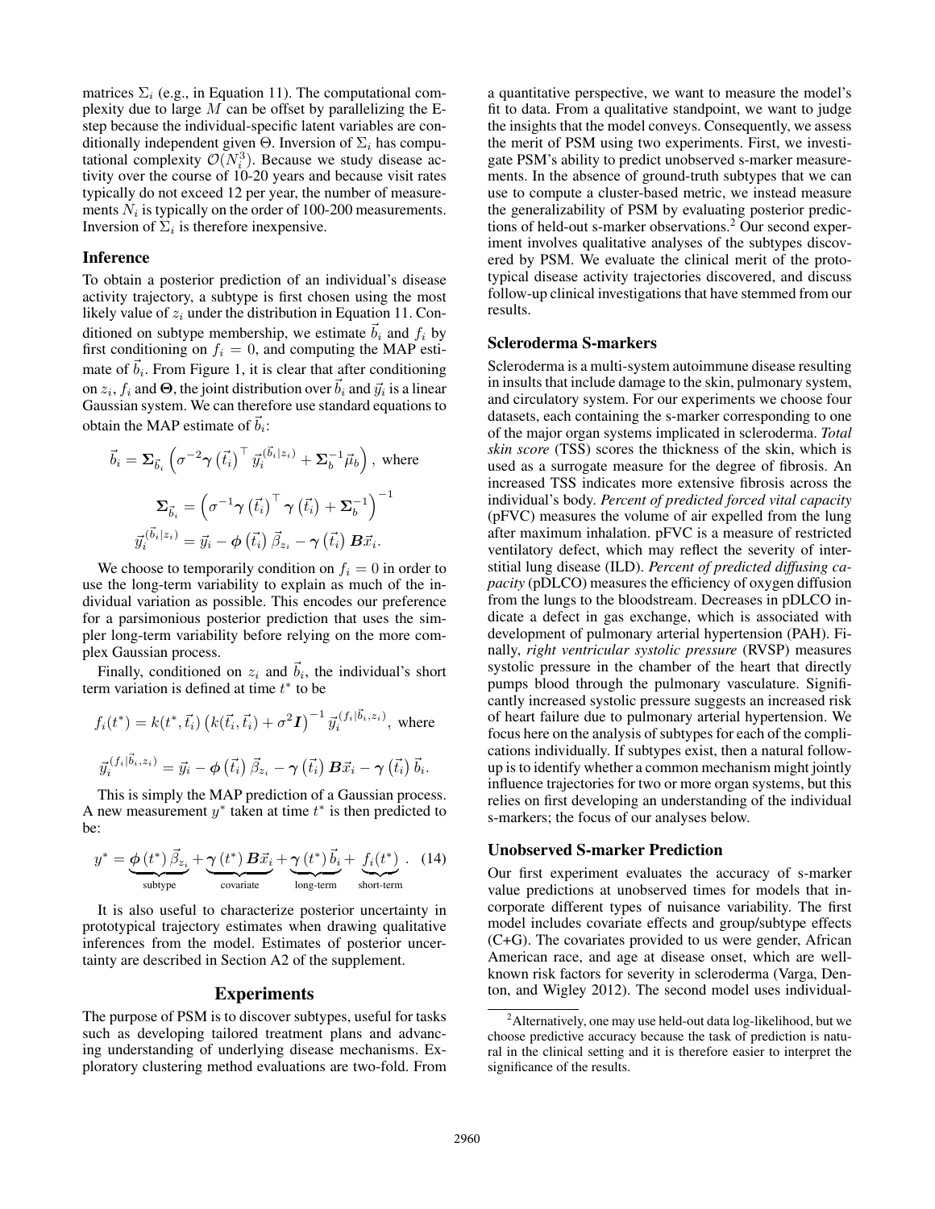matrices $\Sigma_i$ (e.g., in Equation 11). The computational complexity due to large $M$ can be offset by parallelizing the E-step because the individual-specific latent variables are conditionally independent given $\Theta$. Inversion of $\Sigma_i$ has computational complexity $\mathcal{O}(N_i^3)$. Because we study disease activity over the course of 10-20 years and because visit rates typically do not exceed 12 per year, the number of measurements $N_i$ is typically on the order of 100-200 measurements. Inversion of $\Sigma_i$ is therefore inexpensive.

### Inference

To obtain a posterior prediction of an individual's disease activity trajectory, a subtype is first chosen using the most likely value of $z_i$ under the distribution in Equation 11. Conditioned on subtype membership, we estimate $\vec{b}_i$ and $f_i$ by first conditioning on $f_i = 0$, and computing the MAP estimate of $\vec{b}_i$. From Figure 1, it is clear that after conditioning on $z_i$, $f_i$ and $\mathbf{\Theta}$, the joint distribution over $\vec{b}_i$ and $\vec{y}_i$ is a linear Gaussian system. We can therefore use standard equations to obtain the MAP estimate of $\vec{b}_i$:

$$\vec{b}_i = \mathbf{\Sigma}_{\vec{b}_i} \left( \sigma^{-2} \boldsymbol{\gamma} \left( \vec{t}_i \right)^\top \vec{y}_i^{(\vec{b}_i|z_i)} + \mathbf{\Sigma}_b^{-1} \vec{\mu}_b \right), \text{ where}$$

$$\mathbf{\Sigma}_{\vec{b}_i} = \left( \sigma^{-1} \boldsymbol{\gamma} \left( \vec{t}_i \right)^\top \boldsymbol{\gamma} \left( \vec{t}_i \right) + \mathbf{\Sigma}_b^{-1} \right)^{-1}$$

$$\vec{y}_i^{(\vec{b}_i|z_i)} = \vec{y}_i - \boldsymbol{\phi} \left( \vec{t}_i \right) \vec{\beta}_{z_i} - \boldsymbol{\gamma} \left( \vec{t}_i \right) \boldsymbol{B} \vec{x}_i.$$

We choose to temporarily condition on $f_i = 0$ in order to use the long-term variability to explain as much of the individual variation as possible. This encodes our preference for a parsimonious posterior prediction that uses the simpler long-term variability before relying on the more complex Gaussian process.

Finally, conditioned on $z_i$ and $\vec{b}_i$, the individual's short term variation is defined at time $t^*$ to be

$$f_i(t^*) = k(t^*, \vec{t}_i) \left( k(\vec{t}_i, \vec{t}_i) + \sigma^2 \boldsymbol{I} \right)^{-1} \vec{y}_i^{(f_i|\vec{b}_i, z_i)}, \text{ where}$$

$$\vec{y}_i^{(f_i|\vec{b}_i, z_i)} = \vec{y}_i - \boldsymbol{\phi} \left( \vec{t}_i \right) \vec{\beta}_{z_i} - \boldsymbol{\gamma} \left( \vec{t}_i \right) \boldsymbol{B} \vec{x}_i - \boldsymbol{\gamma} \left( \vec{t}_i \right) \vec{b}_i.$$

This is simply the MAP prediction of a Gaussian process. A new measurement $y^*$ taken at time $t^*$ is then predicted to be:

$$y^* = \underbrace{\boldsymbol{\phi} \left( t^* \right) \vec{\beta}_{z_i}}_{\text{subtype}} + \underbrace{\boldsymbol{\gamma} \left( t^* \right) \boldsymbol{B} \vec{x}_i}_{\text{covariate}} + \underbrace{\boldsymbol{\gamma} \left( t^* \right) \vec{b}_i}_{\text{long-term}} + \underbrace{f_i(t^*)}_{\text{short-term}}. \quad (14)$$

It is also useful to characterize posterior uncertainty in prototypical trajectory estimates when drawing qualitative inferences from the model. Estimates of posterior uncertainty are described in Section A2 of the supplement.

## Experiments

The purpose of PSM is to discover subtypes, useful for tasks such as developing tailored treatment plans and advancing understanding of underlying disease mechanisms. Exploratory clustering method evaluations are two-fold. From a quantitative perspective, we want to measure the model's fit to data. From a qualitative standpoint, we want to judge the insights that the model conveys. Consequently, we assess the merit of PSM using two experiments. First, we investigate PSM's ability to predict unobserved s-marker measurements. In the absence of ground-truth subtypes that we can use to compute a cluster-based metric, we instead measure the generalizability of PSM by evaluating posterior predictions of held-out s-marker observations.[2] Our second experiment involves qualitative analyses of the subtypes discovered by PSM. We evaluate the clinical merit of the prototypical disease activity trajectories discovered, and discuss follow-up clinical investigations that have stemmed from our results.

### Scleroderma S-markers

Scleroderma is a multi-system autoimmune disease resulting in insults that include damage to the skin, pulmonary system, and circulatory system. For our experiments we choose four datasets, each containing the s-marker corresponding to one of the major organ systems implicated in scleroderma. *Total skin score* (TSS) scores the thickness of the skin, which is used as a surrogate measure for the degree of fibrosis. An increased TSS indicates more extensive fibrosis across the individual's body. *Percent of predicted forced vital capacity* (pFVC) measures the volume of air expelled from the lung after maximum inhalation. pFVC is a measure of restricted ventilatory defect, which may reflect the severity of interstitial lung disease (ILD). *Percent of predicted diffusing capacity* (pDLCO) measures the efficiency of oxygen diffusion from the lungs to the bloodstream. Decreases in pDLCO indicate a defect in gas exchange, which is associated with development of pulmonary arterial hypertension (PAH). Finally, *right ventricular systolic pressure* (RVSP) measures systolic pressure in the chamber of the heart that directly pumps blood through the pulmonary vasculature. Significantly increased systolic pressure suggests an increased risk of heart failure due to pulmonary arterial hypertension. We focus here on the analysis of subtypes for each of the complications individually. If subtypes exist, then a natural follow-up is to identify whether a common mechanism might jointly influence trajectories for two or more organ systems, but this relies on first developing an understanding of the individual s-markers; the focus of our analyses below.

### Unobserved S-marker Prediction

Our first experiment evaluates the accuracy of s-marker value predictions at unobserved times for models that incorporate different types of nuisance variability. The first model includes covariate effects and group/subtype effects (C+G). The covariates provided to us were gender, African American race, and age at disease onset, which are well-known risk factors for severity in scleroderma (Varga, Denton, and Wigley 2012). The second model uses individual-

[2] Alternatively, one may use held-out data log-likelihood, but we choose predictive accuracy because the task of prediction is natural in the clinical setting and it is therefore easier to interpret the significance of the results.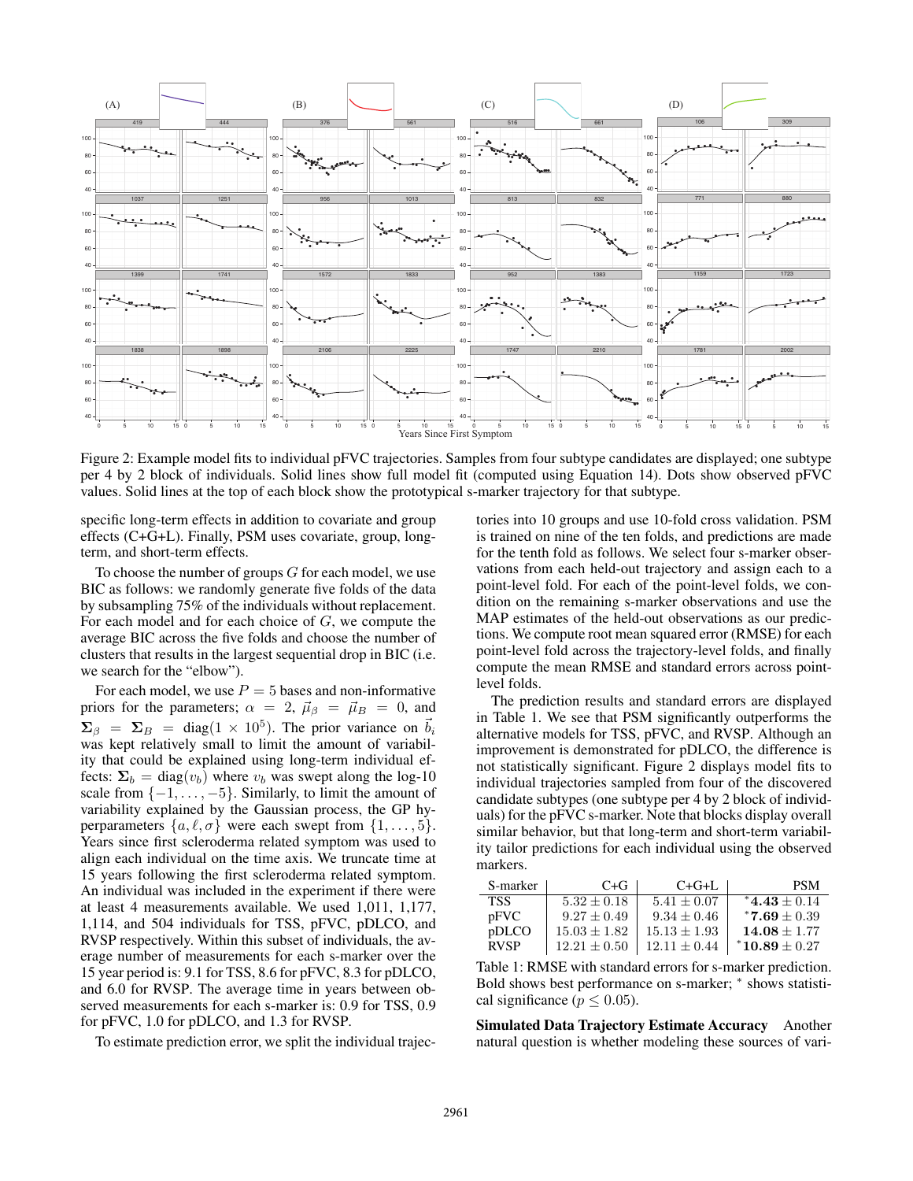Figure 2: Example model fits to individual pFVC trajectories. Samples from four subtype candidates are displayed; one subtype per 4 by 2 block of individuals. Solid lines show full model fit (computed using Equation 14). Dots show observed pFVC values. Solid lines at the top of each block show the prototypical s-marker trajectory for that subtype.

specific long-term effects in addition to covariate and group effects (C+G+L). Finally, PSM uses covariate, group, long-term, and short-term effects.

To choose the number of groups $G$ for each model, we use BIC as follows: we randomly generate five folds of the data by subsampling 75% of the individuals without replacement. For each model and for each choice of $G$, we compute the average BIC across the five folds and choose the number of clusters that results in the largest sequential drop in BIC (i.e. we search for the "elbow").

For each model, we use $P = 5$ bases and non-informative priors for the parameters; $\alpha = 2$, $\vec{\mu}_\beta = \vec{\mu}_B = 0$, and $\mathbf{\Sigma}_\beta = \mathbf{\Sigma}_B = \text{diag}(1 \times 10^5)$. The prior variance on $\vec{b}_i$ was kept relatively small to limit the amount of variability that could be explained using long-term individual effects: $\mathbf{\Sigma}_b = \text{diag}(v_b)$ where $v_b$ was swept along the log-10 scale from $\{-1, \ldots, -5\}$. Similarly, to limit the amount of variability explained by the Gaussian process, the GP hyperparameters $\{a, \ell, \sigma\}$ were each swept from $\{1, \ldots, 5\}$. Years since first scleroderma related symptom was used to align each individual on the time axis. We truncate time at 15 years following the first scleroderma related symptom. An individual was included in the experiment if there were at least 4 measurements available. We used 1,011, 1,177, 1,114, and 504 individuals for TSS, pFVC, pDLCO, and RVSP respectively. Within this subset of individuals, the average number of measurements for each s-marker over the 15 year period is: 9.1 for TSS, 8.6 for pFVC, 8.3 for pDLCO, and 6.0 for RVSP. The average time in years between observed measurements for each s-marker is: 0.9 for TSS, 0.9 for pFVC, 1.0 for pDLCO, and 1.3 for RVSP.

To estimate prediction error, we split the individual trajectories into 10 groups and use 10-fold cross validation. PSM is trained on nine of the ten folds, and predictions are made for the tenth fold as follows. We select four s-marker observations from each held-out trajectory and assign each to a point-level fold. For each of the point-level folds, we condition on the remaining s-marker observations and use the MAP estimates of the held-out observations as our predictions. We compute root mean squared error (RMSE) for each point-level fold across the trajectory-level folds, and finally compute the mean RMSE and standard errors across point-level folds.

The prediction results and standard errors are displayed in Table 1. We see that PSM significantly outperforms the alternative models for TSS, pFVC, and RVSP. Although an improvement is demonstrated for pDLCO, the difference is not statistically significant. Figure 2 displays model fits to individual trajectories sampled from four of the discovered candidate subtypes (one subtype per 4 by 2 block of individuals) for the pFVC s-marker. Note that blocks display overall similar behavior, but that long-term and short-term variability tailor predictions for each individual using the observed markers.

| S-marker | C+G | C+G+L | PSM |
|---|---|---|---|
| TSS | $5.32 \pm 0.18$ | $5.41 \pm 0.07$ | $^*\mathbf{4.43} \pm 0.14$ |
| pFVC | $9.27 \pm 0.49$ | $9.34 \pm 0.46$ | $^*\mathbf{7.69} \pm 0.39$ |
| pDLCO | $15.03 \pm 1.82$ | $15.13 \pm 1.93$ | $\mathbf{14.08} \pm 1.77$ |
| RVSP | $12.21 \pm 0.50$ | $12.11 \pm 0.44$ | $^*\mathbf{10.89} \pm 0.27$ |

Table 1: RMSE with standard errors for s-marker prediction. Bold shows best performance on s-marker; * shows statistical significance ($p \leq 0.05$).

**Simulated Data Trajectory Estimate Accuracy** Another natural question is whether modeling these sources of vari-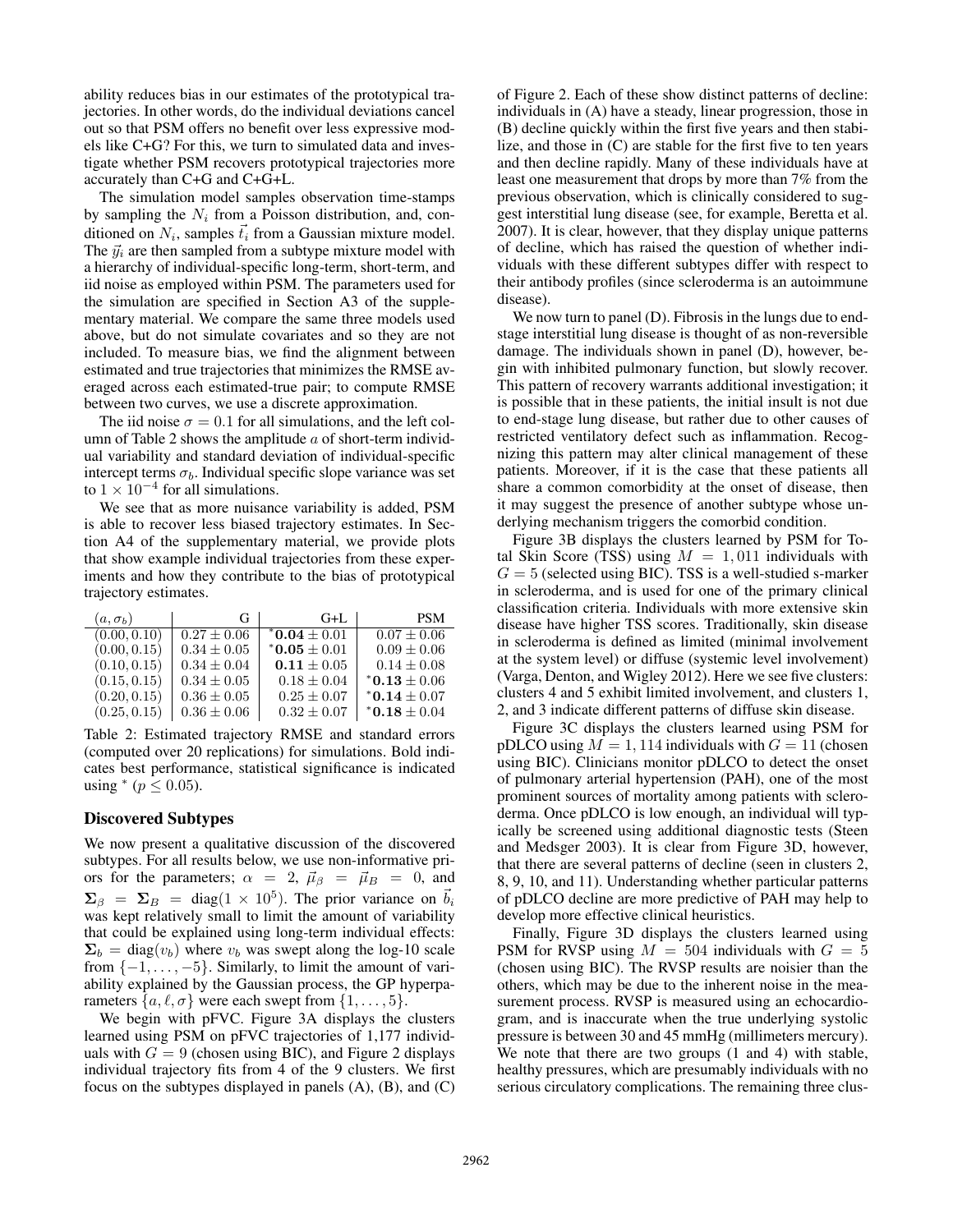ability reduces bias in our estimates of the prototypical trajectories. In other words, do the individual deviations cancel out so that PSM offers no benefit over less expressive models like C+G? For this, we turn to simulated data and investigate whether PSM recovers prototypical trajectories more accurately than C+G and C+G+L.

The simulation model samples observation time-stamps by sampling the $N_i$ from a Poisson distribution, and, conditioned on $N_i$, samples $\vec{t}_i$ from a Gaussian mixture model. The $\vec{y}_i$ are then sampled from a subtype mixture model with a hierarchy of individual-specific long-term, short-term, and iid noise as employed within PSM. The parameters used for the simulation are specified in Section A3 of the supplementary material. We compare the same three models used above, but do not simulate covariates and so they are not included. To measure bias, we find the alignment between estimated and true trajectories that minimizes the RMSE averaged across each estimated-true pair; to compute RMSE between two curves, we use a discrete approximation.

The iid noise $\sigma = 0.1$ for all simulations, and the left column of Table 2 shows the amplitude $a$ of short-term individual variability and standard deviation of individual-specific intercept terms $\sigma_b$. Individual specific slope variance was set to $1 \times 10^{-4}$ for all simulations.

We see that as more nuisance variability is added, PSM is able to recover less biased trajectory estimates. In Section A4 of the supplementary material, we provide plots that show example individual trajectories from these experiments and how they contribute to the bias of prototypical trajectory estimates.

| $(a, \sigma_b)$ | G | G+L | PSM |
|---|---|---|---|
| $(0.00, 0.10)$ | $0.27 \pm 0.06$ | $^*\mathbf{0.04} \pm 0.01$ | $0.07 \pm 0.06$ |
| $(0.00, 0.15)$ | $0.34 \pm 0.05$ | $^*\mathbf{0.05} \pm 0.01$ | $0.09 \pm 0.06$ |
| $(0.10, 0.15)$ | $0.34 \pm 0.04$ | $\mathbf{0.11} \pm 0.05$ | $0.14 \pm 0.08$ |
| $(0.15, 0.15)$ | $0.34 \pm 0.05$ | $0.18 \pm 0.04$ | $^*\mathbf{0.13} \pm 0.06$ |
| $(0.20, 0.15)$ | $0.36 \pm 0.05$ | $0.25 \pm 0.07$ | $^*\mathbf{0.14} \pm 0.07$ |
| $(0.25, 0.15)$ | $0.36 \pm 0.06$ | $0.32 \pm 0.07$ | $^*\mathbf{0.18} \pm 0.04$ |

Table 2: Estimated trajectory RMSE and standard errors (computed over 20 replications) for simulations. Bold indicates best performance, statistical significance is indicated using $^*$ ($p \leq 0.05$).

## Discovered Subtypes

We now present a qualitative discussion of the discovered subtypes. For all results below, we use non-informative priors for the parameters; $\alpha = 2$, $\vec{\mu}_\beta = \vec{\mu}_B = 0$, and $\Sigma_\beta = \Sigma_B = \text{diag}(1 \times 10^5)$. The prior variance on $\vec{b}_i$ was kept relatively small to limit the amount of variability that could be explained using long-term individual effects: $\Sigma_b = \text{diag}(v_b)$ where $v_b$ was swept along the log-10 scale from $\{-1, \ldots, -5\}$. Similarly, to limit the amount of variability explained by the Gaussian process, the GP hyperparameters $\{a, \ell, \sigma\}$ were each swept from $\{1, \ldots, 5\}$.

We begin with pFVC. Figure 3A displays the clusters learned by PSM on pFVC trajectories of 1,177 individuals with $G = 9$ (chosen using BIC), and Figure 2 displays individual trajectory fits from 4 of the 9 clusters. We first focus on the subtypes displayed in panels (A), (B), and (C) of Figure 2. Each of these show distinct patterns of decline: individuals in (A) have a steady, linear progression, those in (B) decline quickly within the first five years and then stabilize, and those in (C) are stable for the first five to ten years and then decline rapidly. Many of these individuals have at least one measurement that drops by more than 7% from the previous observation, which is clinically considered to suggest interstitial lung disease (see, for example, Beretta et al. 2007). It is clear, however, that they display unique patterns of decline, which has raised the question of whether individuals with these different subtypes differ with respect to their antibody profiles (since scleroderma is an autoimmune disease).

We now turn to panel (D). Fibrosis in the lungs due to end-stage interstitial lung disease is thought of as non-reversible damage. The individuals shown in panel (D), however, begin with inhibited pulmonary function, but slowly recover. This pattern of recovery warrants additional investigation; it is possible that in these patients, the initial insult is not due to end-stage lung disease, but rather due to other causes of restricted ventilatory defect such as inflammation. Recognizing this pattern may alter clinical management of these patients. Moreover, if it is the case that these patients all share a common comorbidity at the onset of disease, then it may suggest the presence of another subtype whose underlying mechanism triggers the comorbid condition.

Figure 3B displays the clusters learned by PSM for Total Skin Score (TSS) using $M = 1,011$ individuals with $G = 5$ (selected using BIC). TSS is a well-studied s-marker in scleroderma, and is used for one of the primary clinical classification criteria. Individuals with more extensive skin disease have higher TSS scores. Traditionally, skin disease in scleroderma is defined as limited (minimal involvement at the system level) or diffuse (systemic level involvement) (Varga, Denton, and Wigley 2012). Here we see five clusters: clusters 4 and 5 exhibit limited involvement, and clusters 1, 2, and 3 indicate different patterns of diffuse skin disease.

Figure 3C displays the clusters learned using PSM for pDLCO using $M = 1,114$ individuals with $G = 11$ (chosen using BIC). Clinicians monitor pDLCO to detect the onset of pulmonary arterial hypertension (PAH), one of the most prominent sources of mortality among patients with scleroderma. Once pDLCO is low enough, an individual will typically be screened using additional diagnostic tests (Steen and Medsger 2003). It is clear from Figure 3D, however, that there are several patterns of decline (seen in clusters 2, 8, 9, 10, and 11). Understanding whether particular patterns of pDLCO decline are more predictive of PAH may help to develop more effective clinical heuristics.

Finally, Figure 3D displays the clusters learned using PSM for RVSP using $M = 504$ individuals with $G = 5$ (chosen using BIC). The RVSP results are noisier than the others, which may be due to the inherent noise in the measurement process. RVSP is measured using an echocardiogram, and is inaccurate when the true underlying systolic pressure is between 30 and 45 mmHg (millimeters mercury). We note that there are two groups (1 and 4) with stable, healthy pressures, which are presumably individuals with no serious circulatory complications. The remaining three clus-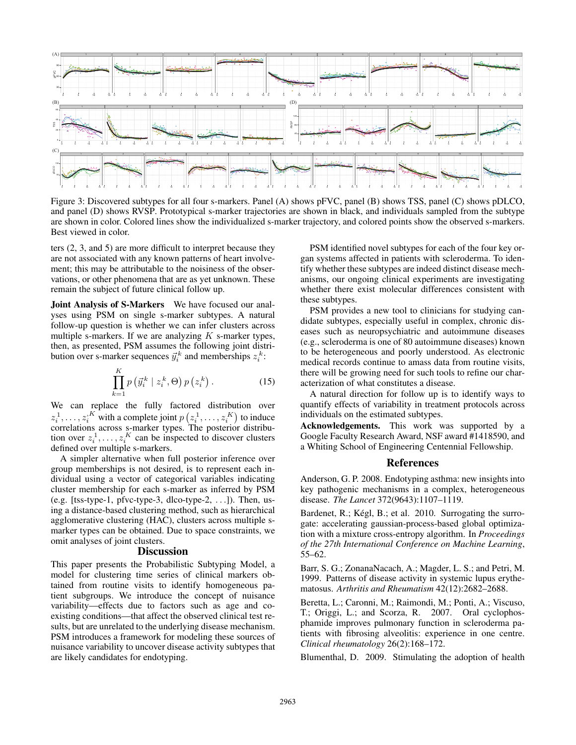Figure 3: Discovered subtypes for all four s-markers. Panel (A) shows pFVC, panel (B) shows TSS, panel (C) shows pDLCO, and panel (D) shows RVSP. Prototypical s-marker trajectories are shown in black, and individuals sampled from the subtype are shown in color. Colored lines show the individualized s-marker trajectory, and colored points show the observed s-markers. Best viewed in color.

ters (2, 3, and 5) are more difficult to interpret because they are not associated with any known patterns of heart involvement; this may be attributable to the noisiness of the observations, or other phenomena that are as yet unknown. These remain the subject of future clinical follow up.

**Joint Analysis of S-Markers** We have focused our analyses using PSM on single s-marker subtypes. A natural follow-up question is whether we can infer clusters across multiple s-markers. If we are analyzing $K$ s-marker types, then, as presented, PSM assumes the following joint distribution over s-marker sequences $\vec{y}_i^k$ and memberships $z_i^k$:

$$\prod_{k=1}^{K} p\left(\vec{y}_i^k \mid z_i^k, \Theta\right) p\left(z_i^k\right). \tag{15}$$

We can replace the fully factored distribution over $z_i^1, \ldots, z_i^K$ with a complete joint $p\left(z_i^1, \ldots, z_i^K\right)$ to induce correlations across s-marker types. The posterior distribution over $z_i^1, \ldots, z_i^K$ can be inspected to discover clusters defined over multiple s-markers.

A simpler alternative when full posterior inference over group memberships is not desired, is to represent each individual using a vector of categorical variables indicating cluster membership for each s-marker as inferred by PSM (e.g. [tss-type-1, pfvc-type-3, dlco-type-2, ...]). Then, using a distance-based clustering method, such as hierarchical agglomerative clustering (HAC), clusters across multiple s-marker types can be obtained. Due to space constraints, we omit analyses of joint clusters.

## Discussion

This paper presents the Probabilistic Subtyping Model, a model for clustering time series of clinical markers obtained from routine visits to identify homogeneous patient subgroups. We introduce the concept of nuisance variability—effects due to factors such as age and coexisting conditions—that affect the observed clinical test results, but are unrelated to the underlying disease mechanism. PSM introduces a framework for modeling these sources of nuisance variability to uncover disease activity subtypes that are likely candidates for endotyping.

PSM identified novel subtypes for each of the four key organ systems affected in patients with scleroderma. To identify whether these subtypes are indeed distinct disease mechanisms, our ongoing clinical experiments are investigating whether there exist molecular differences consistent with these subtypes.

PSM provides a new tool to clinicians for studying candidate subtypes, especially useful in complex, chronic diseases such as neuropsychiatric and autoimmune diseases (e.g., scleroderma is one of 80 autoimmune diseases) known to be heterogeneous and poorly understood. As electronic medical records continue to amass data from routine visits, there will be growing need for such tools to refine our characterization of what constitutes a disease.

A natural direction for follow up is to identify ways to quantify effects of variability in treatment protocols across individuals on the estimated subtypes.

**Acknowledgements.** This work was supported by a Google Faculty Research Award, NSF award #1418590, and a Whiting School of Engineering Centennial Fellowship.

## References

Anderson, G. P. 2008. Endotyping asthma: new insights into key pathogenic mechanisms in a complex, heterogeneous disease. *The Lancet* 372(9643):1107–1119.

Bardenet, R.; Kégl, B.; et al. 2010. Surrogating the surrogate: accelerating gaussian-process-based global optimization with a mixture cross-entropy algorithm. In *Proceedings of the 27th International Conference on Machine Learning*, 55–62.

Barr, S. G.; ZonanaNacach, A.; Magder, L. S.; and Petri, M. 1999. Patterns of disease activity in systemic lupus erythematosus. *Arthritis and Rheumatism* 42(12):2682–2688.

Beretta, L.; Caronni, M.; Raimondi, M.; Ponti, A.; Viscuso, T.; Origgi, L.; and Scorza, R. 2007. Oral cyclophosphamide improves pulmonary function in scleroderma patients with fibrosing alveolitis: experience in one centre. *Clinical rheumatology* 26(2):168–172.

Blumenthal, D. 2009. Stimulating the adoption of health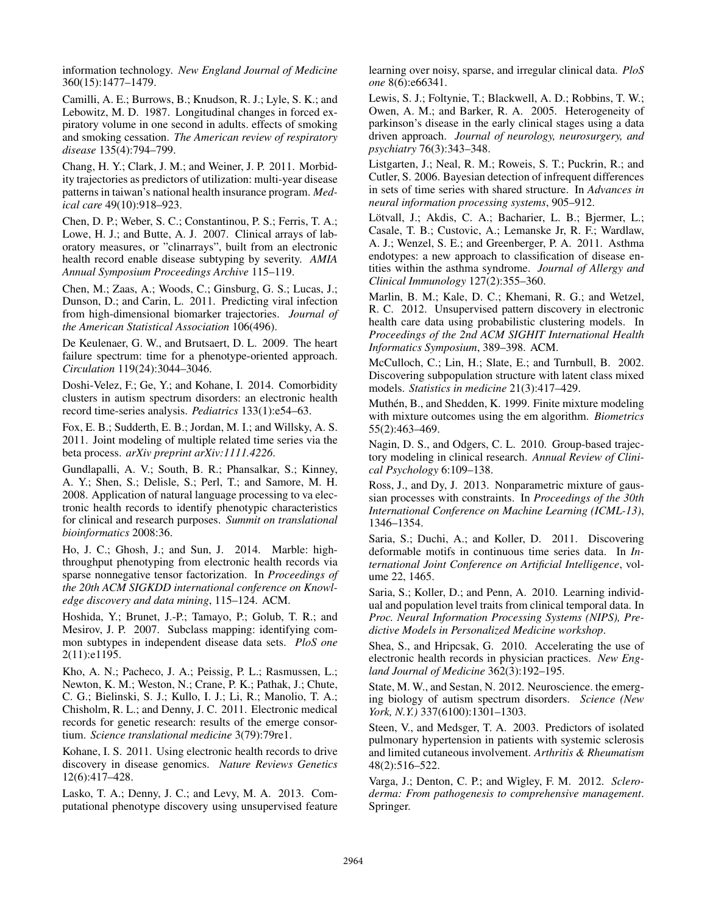information technology. *New England Journal of Medicine* 360(15):1477–1479.

Camilli, A. E.; Burrows, B.; Knudson, R. J.; Lyle, S. K.; and Lebowitz, M. D. 1987. Longitudinal changes in forced expiratory volume in one second in adults. effects of smoking and smoking cessation. *The American review of respiratory disease* 135(4):794–799.

Chang, H. Y.; Clark, J. M.; and Weiner, J. P. 2011. Morbidity trajectories as predictors of utilization: multi-year disease patterns in taiwan's national health insurance program. *Medical care* 49(10):918–923.

Chen, D. P.; Weber, S. C.; Constantinou, P. S.; Ferris, T. A.; Lowe, H. J.; and Butte, A. J. 2007. Clinical arrays of laboratory measures, or "clinarrays", built from an electronic health record enable disease subtyping by severity. *AMIA Annual Symposium Proceedings Archive* 115–119.

Chen, M.; Zaas, A.; Woods, C.; Ginsburg, G. S.; Lucas, J.; Dunson, D.; and Carin, L. 2011. Predicting viral infection from high-dimensional biomarker trajectories. *Journal of the American Statistical Association* 106(496).

De Keulenaer, G. W., and Brutsaert, D. L. 2009. The heart failure spectrum: time for a phenotype-oriented approach. *Circulation* 119(24):3044–3046.

Doshi-Velez, F.; Ge, Y.; and Kohane, I. 2014. Comorbidity clusters in autism spectrum disorders: an electronic health record time-series analysis. *Pediatrics* 133(1):e54–63.

Fox, E. B.; Sudderth, E. B.; Jordan, M. I.; and Willsky, A. S. 2011. Joint modeling of multiple related time series via the beta process. *arXiv preprint arXiv:1111.4226*.

Gundlapalli, A. V.; South, B. R.; Phansalkar, S.; Kinney, A. Y.; Shen, S.; Delisle, S.; Perl, T.; and Samore, M. H. 2008. Application of natural language processing to va electronic health records to identify phenotypic characteristics for clinical and research purposes. *Summit on translational bioinformatics* 2008:36.

Ho, J. C.; Ghosh, J.; and Sun, J. 2014. Marble: high-throughput phenotyping from electronic health records via sparse nonnegative tensor factorization. In *Proceedings of the 20th ACM SIGKDD international conference on Knowledge discovery and data mining*, 115–124. ACM.

Hoshida, Y.; Brunet, J.-P.; Tamayo, P.; Golub, T. R.; and Mesirov, J. P. 2007. Subclass mapping: identifying common subtypes in independent disease data sets. *PloS one* 2(11):e1195.

Kho, A. N.; Pacheco, J. A.; Peissig, P. L.; Rasmussen, L.; Newton, K. M.; Weston, N.; Crane, P. K.; Pathak, J.; Chute, C. G.; Bielinski, S. J.; Kullo, I. J.; Li, R.; Manolio, T. A.; Chisholm, R. L.; and Denny, J. C. 2011. Electronic medical records for genetic research: results of the emerge consortium. *Science translational medicine* 3(79):79re1.

Kohane, I. S. 2011. Using electronic health records to drive discovery in disease genomics. *Nature Reviews Genetics* 12(6):417–428.

Lasko, T. A.; Denny, J. C.; and Levy, M. A. 2013. Computational phenotype discovery using unsupervised feature learning over noisy, sparse, and irregular clinical data. *PloS one* 8(6):e66341.

Lewis, S. J.; Foltynie, T.; Blackwell, A. D.; Robbins, T. W.; Owen, A. M.; and Barker, R. A. 2005. Heterogeneity of parkinson's disease in the early clinical stages using a data driven approach. *Journal of neurology, neurosurgery, and psychiatry* 76(3):343–348.

Listgarten, J.; Neal, R. M.; Roweis, S. T.; Puckrin, R.; and Cutler, S. 2006. Bayesian detection of infrequent differences in sets of time series with shared structure. In *Advances in neural information processing systems*, 905–912.

Lötvall, J.; Akdis, C. A.; Bacharier, L. B.; Bjermer, L.; Casale, T. B.; Custovic, A.; Lemanske Jr, R. F.; Wardlaw, A. J.; Wenzel, S. E.; and Greenberger, P. A. 2011. Asthma endotypes: a new approach to classification of disease entities within the asthma syndrome. *Journal of Allergy and Clinical Immunology* 127(2):355–360.

Marlin, B. M.; Kale, D. C.; Khemani, R. G.; and Wetzel, R. C. 2012. Unsupervised pattern discovery in electronic health care data using probabilistic clustering models. In *Proceedings of the 2nd ACM SIGHIT International Health Informatics Symposium*, 389–398. ACM.

McCulloch, C.; Lin, H.; Slate, E.; and Turnbull, B. 2002. Discovering subpopulation structure with latent class mixed models. *Statistics in medicine* 21(3):417–429.

Muthén, B., and Shedden, K. 1999. Finite mixture modeling with mixture outcomes using the em algorithm. *Biometrics* 55(2):463–469.

Nagin, D. S., and Odgers, C. L. 2010. Group-based trajectory modeling in clinical research. *Annual Review of Clinical Psychology* 6:109–138.

Ross, J., and Dy, J. 2013. Nonparametric mixture of gaussian processes with constraints. In *Proceedings of the 30th International Conference on Machine Learning (ICML-13)*, 1346–1354.

Saria, S.; Duchi, A.; and Koller, D. 2011. Discovering deformable motifs in continuous time series data. In *International Joint Conference on Artificial Intelligence*, volume 22, 1465.

Saria, S.; Koller, D.; and Penn, A. 2010. Learning individual and population level traits from clinical temporal data. In *Proc. Neural Information Processing Systems (NIPS), Predictive Models in Personalized Medicine workshop*.

Shea, S., and Hripcsak, G. 2010. Accelerating the use of electronic health records in physician practices. *New England Journal of Medicine* 362(3):192–195.

State, M. W., and Sestan, N. 2012. Neuroscience. the emerging biology of autism spectrum disorders. *Science (New York, N.Y.)* 337(6100):1301–1303.

Steen, V., and Medsger, T. A. 2003. Predictors of isolated pulmonary hypertension in patients with systemic sclerosis and limited cutaneous involvement. *Arthritis & Rheumatism* 48(2):516–522.

Varga, J.; Denton, C. P.; and Wigley, F. M. 2012. *Scleroderma: From pathogenesis to comprehensive management*. Springer.